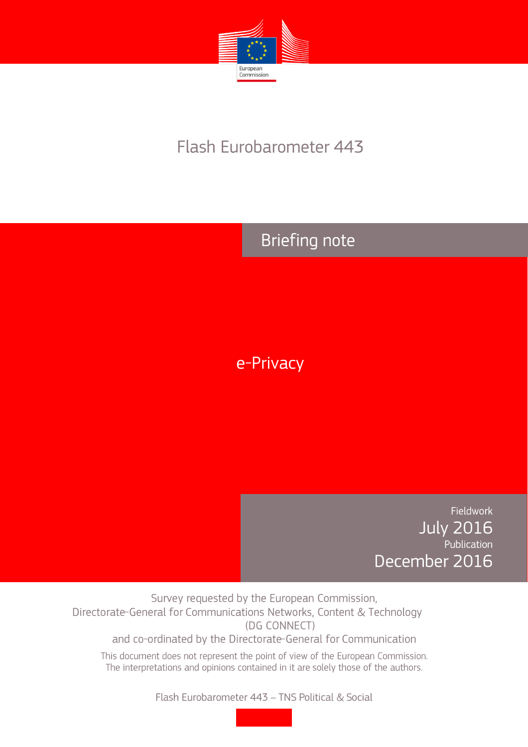European Commission

# Flash Eurobarometer 443

## Briefing note

# e-Privacy

Fieldwork
July 2016
Publication
December 2016

Survey requested by the European Commission,
Directorate-General for Communications Networks, Content & Technology
(DG CONNECT)
and co-ordinated by the Directorate-General for Communication

This document does not represent the point of view of the European Commission.
The interpretations and opinions contained in it are solely those of the authors.

Flash Eurobarometer 443 – TNS Political & Social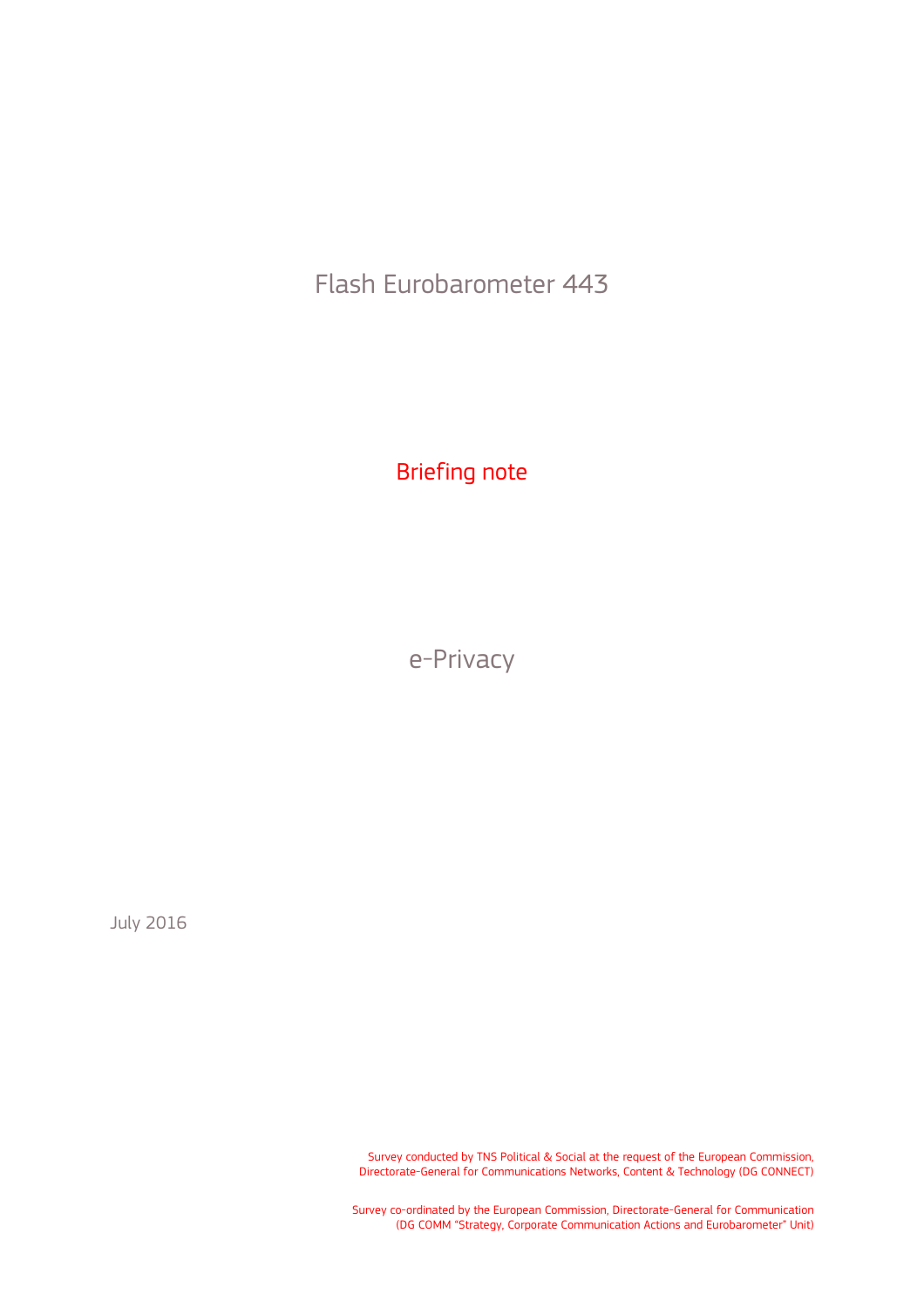# Flash Eurobarometer 443

## Briefing note

# e-Privacy

July 2016

Survey conducted by TNS Political & Social at the request of the European Commission, Directorate-General for Communications Networks, Content & Technology (DG CONNECT)

Survey co-ordinated by the European Commission, Directorate-General for Communication (DG COMM "Strategy, Corporate Communication Actions and Eurobarometer" Unit)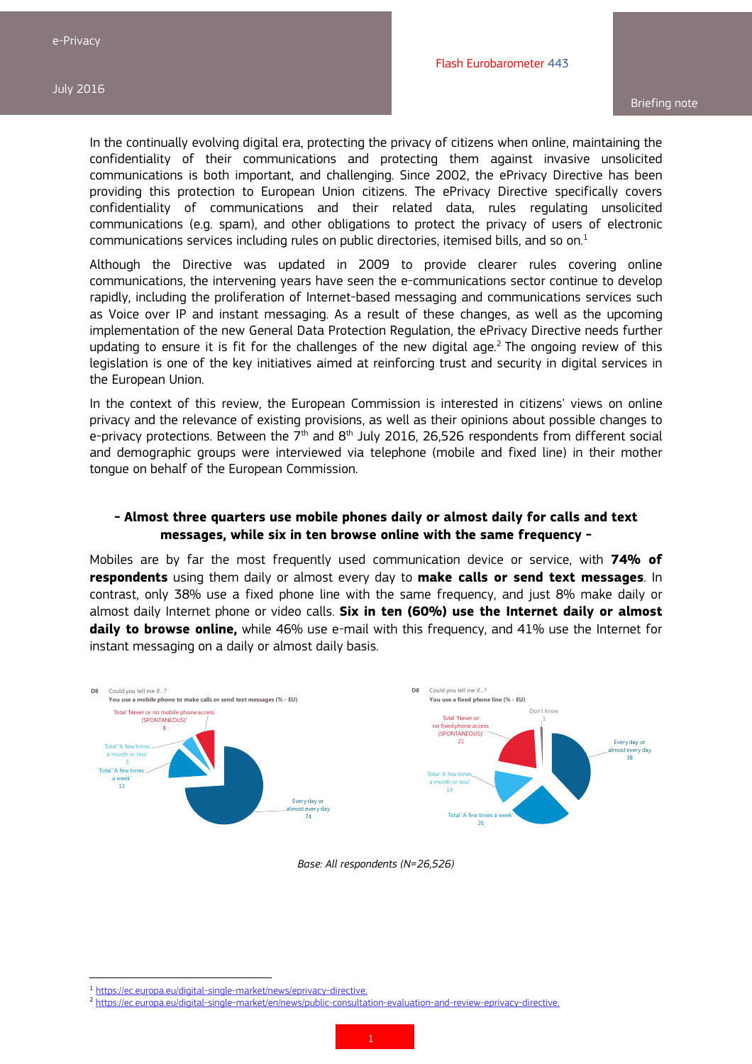In the continually evolving digital era, protecting the privacy of citizens when online, maintaining the confidentiality of their communications and protecting them against invasive unsolicited communications is both important, and challenging. Since 2002, the ePrivacy Directive has been providing this protection to European Union citizens. The ePrivacy Directive specifically covers confidentiality of communications and their related data, rules regulating unsolicited communications (e.g. spam), and other obligations to protect the privacy of users of electronic communications services including rules on public directories, itemised bills, and so on.[1]

Although the Directive was updated in 2009 to provide clearer rules covering online communications, the intervening years have seen the e-communications sector continue to develop rapidly, including the proliferation of Internet-based messaging and communications services such as Voice over IP and instant messaging. As a result of these changes, as well as the upcoming implementation of the new General Data Protection Regulation, the ePrivacy Directive needs further updating to ensure it is fit for the challenges of the new digital age.[2] The ongoing review of this legislation is one of the key initiatives aimed at reinforcing trust and security in digital services in the European Union.

In the context of this review, the European Commission is interested in citizens' views on online privacy and the relevance of existing provisions, as well as their opinions about possible changes to e-privacy protections. Between the 7th and 8th July 2016, 26,526 respondents from different social and demographic groups were interviewed via telephone (mobile and fixed line) in their mother tongue on behalf of the European Commission.

### - Almost three quarters use mobile phones daily or almost daily for calls and text messages, while six in ten browse online with the same frequency -

Mobiles are by far the most frequently used communication device or service, with **74% of respondents** using them daily or almost every day to **make calls or send text messages**. In contrast, only 38% use a fixed phone line with the same frequency, and just 8% make daily or almost daily Internet phone or video calls. **Six in ten (60%) use the Internet daily or almost daily to browse online,** while 46% use e-mail with this frequency, and 41% use the Internet for instant messaging on a daily or almost daily basis.

D8 Could you tell me if...?
You use a mobile phone to make calls or send text messages (% - EU)

| Response | % |
|---|---|
| Every day or almost every day | 74 |
| Total 'A few times a week' | 13 |
| Total 'A few times a month or less' | 5 |
| Total 'Never or no mobile phone access (SPONTANEOUS)' | 8 |

D8 Could you tell me if...?
You use a fixed phone line (% - EU)

| Response | % |
|---|---|
| Every day or almost every day | 38 |
| Total 'A few times a week' | 26 |
| Total 'A few times a month or less' | 14 |
| Total 'Never or no fixed phone access (SPONTANEOUS)' | 21 |
| Don't know | 1 |

*Base: All respondents (N=26,526)*

[1] https://ec.europa.eu/digital-single-market/news/eprivacy-directive.
[2] https://ec.europa.eu/digital-single-market/en/news/public-consultation-evaluation-and-review-eprivacy-directive.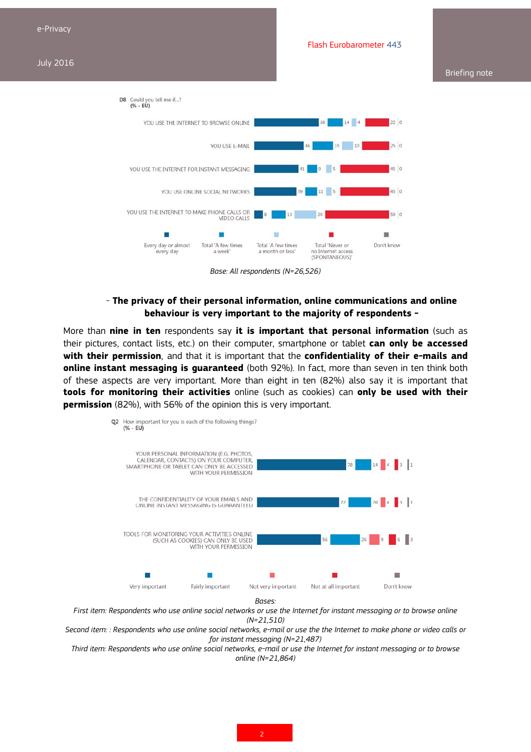**D8** Could you tell me if...?
**(% - EU)**

| | Every day or almost every day | Total 'A few times a week' | Total 'A few times a month or less' | Total 'Never or no Internet access (SPONTANEOUS)' | Don't know |
|---|---|---|---|---|---|
| YOU USE THE INTERNET TO BROWSE ONLINE | 60 | 14 | 4 | 22 | 0 |
| YOU USE E-MAIL | 46 | 19 | 10 | 25 | 0 |
| YOU USE THE INTERNET FOR INSTANT MESSAGING | 41 | 9 | 5 | 45 | 0 |
| YOU USE ONLINE SOCIAL NETWORKS | 39 | 11 | 5 | 45 | 0 |
| YOU USE THE INTERNET TO MAKE PHONE CALLS OR VIDEO CALLS | 8 | 13 | 20 | 59 | 0 |

*Base: All respondents (N=26,526)*

### - The privacy of their personal information, online communications and online behaviour is very important to the majority of respondents -

More than **nine in ten** respondents say **it is important that personal information** (such as their pictures, contact lists, etc.) on their computer, smartphone or tablet **can only be accessed with their permission**, and that it is important that the **confidentiality of their e-mails and online instant messaging is guaranteed** (both 92%). In fact, more than seven in ten think both of these aspects are very important. More than eight in ten (82%) also say it is important that **tools for monitoring their activities** online (such as cookies) can **only be used with their permission** (82%), with 56% of the opinion this is very important.

**Q2** How important for you is each of the following things?
**(% - EU)**

| | Very important | Fairly important | Not very important | Not at all important | Don't know |
|---|---|---|---|---|---|
| YOUR PERSONAL INFORMATION (E.G. PHOTOS, CALENDAR, CONTACTS) ON YOUR COMPUTER, SMARTPHONE OR TABLET CAN ONLY BE ACCESSED WITH YOUR PERMISSION | 78 | 14 | 4 | 3 | 1 |
| THE CONFIDENTIALITY OF YOUR EMAILS AND ONLINE INSTANT MESSAGING IS GUARANTEED | 72 | 20 | 4 | 3 | 1 |
| TOOLS FOR MONITORING YOUR ACTIVITIES ONLINE (SUCH AS COOKIES) CAN ONLY BE USED WITH YOUR PERMISSION | 56 | 26 | 9 | 6 | 3 |

*Bases:*
*First item: Respondents who use online social networks or use the Internet for instant messaging or to browse online (N=21,510)*
*Second item: : Respondents who use online social networks, e-mail or use the the Internet to make phone or video calls or for instant messaging (N=21,487)*
*Third item: Respondents who use online social networks, e-mail or use the Internet for instant messaging or to browse online (N=21,864)*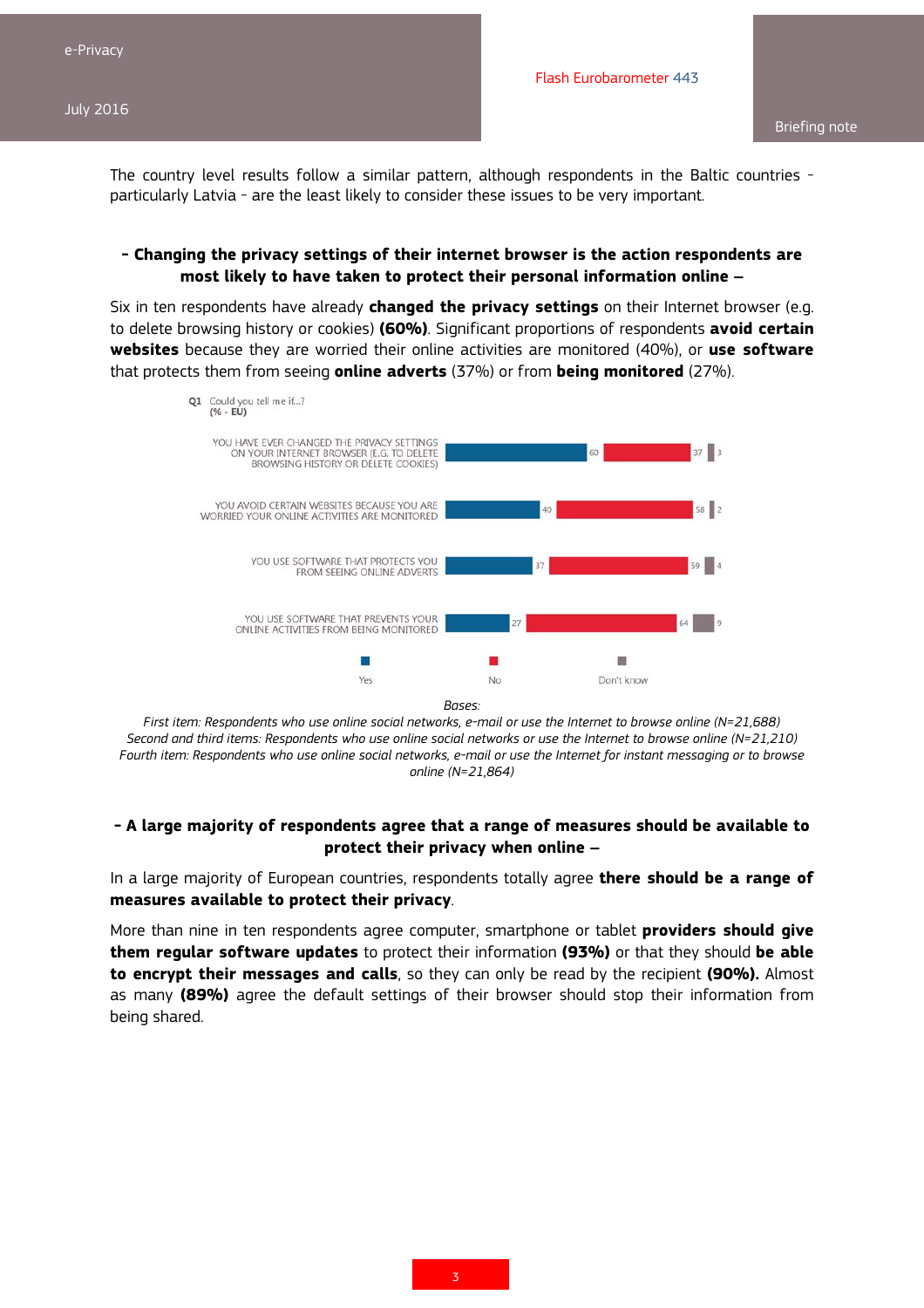The country level results follow a similar pattern, although respondents in the Baltic countries - particularly Latvia - are the least likely to consider these issues to be very important.

### - Changing the privacy settings of their internet browser is the action respondents are most likely to have taken to protect their personal information online –

Six in ten respondents have already **changed the privacy settings** on their Internet browser (e.g. to delete browsing history or cookies) **(60%)**. Significant proportions of respondents **avoid certain websites** because they are worried their online activities are monitored (40%), or **use software** that protects them from seeing **online adverts** (37%) or from **being monitored** (27%).

**Q1** Could you tell me if...?
**(% - EU)**

| | Yes | No | Don't know |
|---|---|---|---|
| YOU HAVE EVER CHANGED THE PRIVACY SETTINGS ON YOUR INTERNET BROWSER (E.G. TO DELETE BROWSING HISTORY OR DELETE COOKIES) | 60 | 37 | 3 |
| YOU AVOID CERTAIN WEBSITES BECAUSE YOU ARE WORRIED YOUR ONLINE ACTIVITIES ARE MONITORED | 40 | 58 | 2 |
| YOU USE SOFTWARE THAT PROTECTS YOU FROM SEEING ONLINE ADVERTS | 37 | 59 | 4 |
| YOU USE SOFTWARE THAT PREVENTS YOUR ONLINE ACTIVITIES FROM BEING MONITORED | 27 | 64 | 9 |

*Bases:*
*First item: Respondents who use online social networks, e-mail or use the Internet to browse online (N=21,688)*
*Second and third items: Respondents who use online social networks or use the Internet to browse online (N=21,210)*
*Fourth item: Respondents who use online social networks, e-mail or use the Internet for instant messaging or to browse online (N=21,864)*

### - A large majority of respondents agree that a range of measures should be available to protect their privacy when online –

In a large majority of European countries, respondents totally agree **there should be a range of measures available to protect their privacy**.

More than nine in ten respondents agree computer, smartphone or tablet **providers should give them regular software updates** to protect their information **(93%)** or that they should **be able to encrypt their messages and calls**, so they can only be read by the recipient **(90%).** Almost as many **(89%)** agree the default settings of their browser should stop their information from being shared.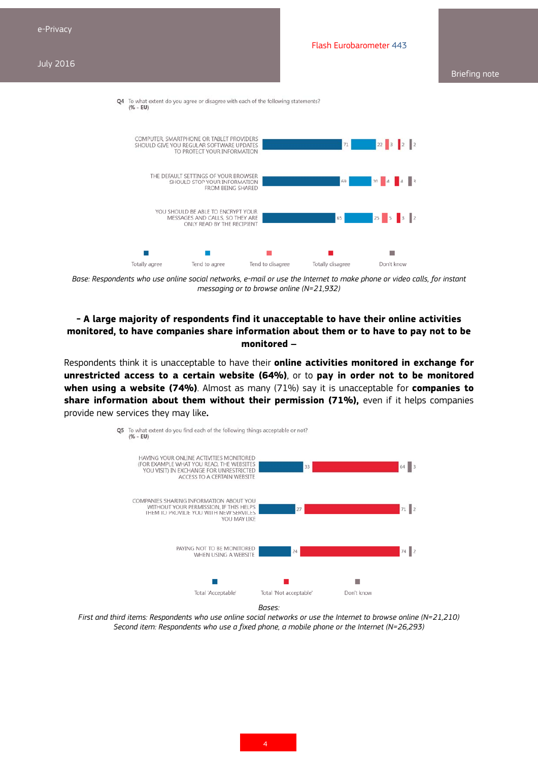**Q4** To what extent do you agree or disagree with each of the following statements?
(% - EU)

| | Totally agree | Tend to agree | Tend to disagree | Totally disagree | Don't know |
|---|---|---|---|---|---|
| COMPUTER, SMARTPHONE OR TABLET PROVIDERS SHOULD GIVE YOU REGULAR SOFTWARE UPDATES TO PROTECT YOUR INFORMATION | 71 | 22 | 3 | 2 | 2 |
| THE DEFAULT SETTINGS OF YOUR BROWSER SHOULD STOP YOUR INFORMATION FROM BEING SHARED | 69 | 20 | 4 | 4 | 3 |
| YOU SHOULD BE ABLE TO ENCRYPT YOUR MESSAGES AND CALLS, SO THEY ARE ONLY READ BY THE RECIPIENT | 65 | 25 | 5 | 3 | 2 |

*Base: Respondents who use online social networks, e-mail or use the Internet to make phone or video calls, for instant messaging or to browse online (N=21,932)*

### – A large majority of respondents find it unacceptable to have their online activities monitored, to have companies share information about them or to have to pay not to be monitored –

Respondents think it is unacceptable to have their **online activities monitored in exchange for unrestricted access to a certain website (64%)**, or to **pay in order not to be monitored when using a website (74%)**. Almost as many (71%) say it is unacceptable for **companies to share information about them without their permission (71%),** even if it helps companies provide new services they may like**.**

**Q5** To what extent do you find each of the following things acceptable or not?
(% - EU)

| | Total 'Acceptable' | Total 'Not acceptable' | Don't know |
|---|---|---|---|
| HAVING YOUR ONLINE ACTIVITIES MONITORED (FOR EXAMPLE WHAT YOU READ, THE WEBSITES YOU VISIT) IN EXCHANGE FOR UNRESTRICTED ACCESS TO A CERTAIN WEBSITE | 33 | 64 | 3 |
| COMPANIES SHARING INFORMATION ABOUT YOU WITHOUT YOUR PERMISSION, IF THIS HELPS THEM TO PROVIDE YOU WITH NEW SERVICES YOU MAY LIKE | 27 | 71 | 2 |
| PAYING NOT TO BE MONITORED WHEN USING A WEBSITE | 24 | 74 | 2 |

*Bases:*
*First and third items: Respondents who use online social networks or use the Internet to browse online (N=21,210)*
*Second item: Respondents who use a fixed phone, a mobile phone or the Internet (N=26,293)*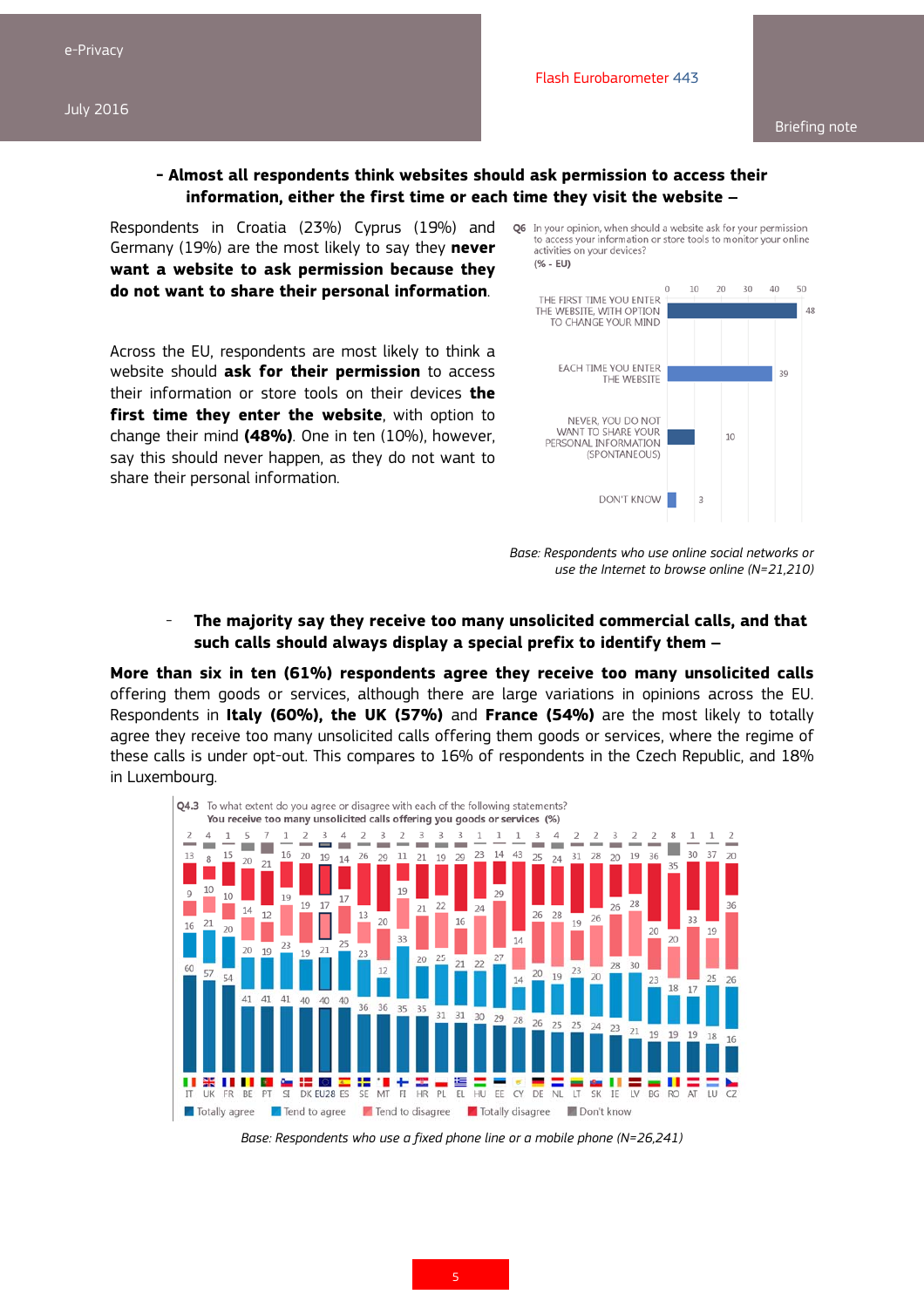**– Almost all respondents think websites should ask permission to access their information, either the first time or each time they visit the website –**

Respondents in Croatia (23%) Cyprus (19%) and Germany (19%) are the most likely to say they **never want a website to ask permission because they do not want to share their personal information**.

Across the EU, respondents are most likely to think a website should **ask for their permission** to access their information or store tools on their devices **the first time they enter the website**, with option to change their mind **(48%)**. One in ten (10%), however, say this should never happen, as they do not want to share their personal information.

**Q6** In your opinion, when should a website ask for your permission to access your information or store tools to monitor your online activities on your devices? (% - EU)

| Response | % |
|---|---|
| The first time you enter the website, with option to change your mind | 48 |
| Each time you enter the website | 39 |
| Never, you do not want to share your personal information (spontaneous) | 10 |
| Don't know | 3 |

*Base: Respondents who use online social networks or use the Internet to browse online (N=21,210)*

**– The majority say they receive too many unsolicited commercial calls, and that such calls should always display a special prefix to identify them –**

**More than six in ten (61%) respondents agree they receive too many unsolicited calls** offering them goods or services, although there are large variations in opinions across the EU. Respondents in **Italy (60%), the UK (57%)** and **France (54%)** are the most likely to totally agree they receive too many unsolicited calls offering them goods or services, where the regime of these calls is under opt-out. This compares to 16% of respondents in the Czech Republic, and 18% in Luxembourg.

**Q4.3** To what extent do you agree or disagree with each of the following statements?
**You receive too many unsolicited calls offering you goods or services (%)**

| | Totally agree | Tend to agree | Tend to disagree | Totally disagree | Don't know |
|---|---|---|---|---|---|
| IT | 60 | 16 | 9 | 13 | 2 |
| UK | 57 | 21 | 10 | 8 | 4 |
| FR | 54 | 20 | 10 | 15 | 1 |
| BE | 41 | 20 | 14 | 20 | 5 |
| PT | 41 | 19 | 12 | 21 | 7 |
| SI | 41 | 23 | 19 | 16 | 1 |
| DK | 40 | 19 | 19 | 20 | 2 |
| EU28 | 40 | 21 | 17 | 19 | 3 |
| ES | 40 | 25 | 17 | 14 | 4 |
| SE | 36 | 23 | 13 | 26 | 2 |
| MT | 36 | 12 | 20 | 29 | 3 |
| FI | 35 | 33 | 19 | 11 | 2 |
| HR | 35 | 20 | 21 | 21 | 3 |
| PL | 31 | 25 | 22 | 19 | 3 |
| EL | 31 | 21 | 16 | 29 | 3 |
| HU | 30 | 22 | 24 | 23 | 1 |
| EE | 29 | 27 | 29 | 14 | 1 |
| CY | 28 | 14 | 14 | 43 | 1 |
| DE | 26 | 20 | 26 | 25 | 3 |
| NL | 25 | 19 | 28 | 24 | 4 |
| LT | 25 | 23 | 19 | 31 | 2 |
| SK | 24 | 20 | 26 | 28 | 2 |
| IE | 23 | 28 | 26 | 20 | 3 |
| LV | 21 | 30 | 28 | 19 | 2 |
| BG | 19 | 23 | 20 | 36 | 2 |
| RO | 19 | 18 | 20 | 35 | 8 |
| AT | 19 | 17 | 33 | 30 | 1 |
| LU | 18 | 25 | 19 | 37 | 1 |
| CZ | 16 | 26 | 36 | 20 | 2 |

*Base: Respondents who use a fixed phone line or a mobile phone (N=26,241)*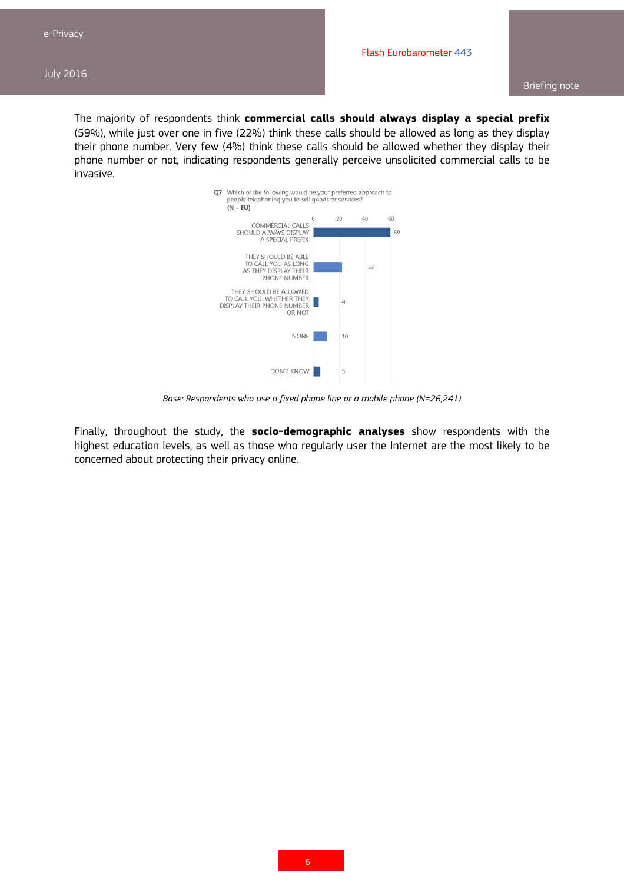The majority of respondents think **commercial calls should always display a special prefix** (59%), while just over one in five (22%) think these calls should be allowed as long as they display their phone number. Very few (4%) think these calls should be allowed whether they display their phone number or not, indicating respondents generally perceive unsolicited commercial calls to be invasive.

**Q7** Which of the following would be your preferred approach to people telephoning you to sell goods or services?
(% - EU)

0
20
40
60

COMMERCIAL CALLS SHOULD ALWAYS DISPLAY A SPECIAL PREFIX
59

THEY SHOULD BE ABLE TO CALL YOU AS LONG AS THEY DISPLAY THEIR PHONE NUMBER
22

THEY SHOULD BE ALLOWED TO CALL YOU, WHETHER THEY DISPLAY THEIR PHONE NUMBER OR NOT
4

NONE
10

DON'T KNOW
5

*Base: Respondents who use a fixed phone line or a mobile phone (N=26,241)*

Finally, throughout the study, the **socio-demographic analyses** show respondents with the highest education levels, as well as those who regularly user the Internet are the most likely to be concerned about protecting their privacy online.